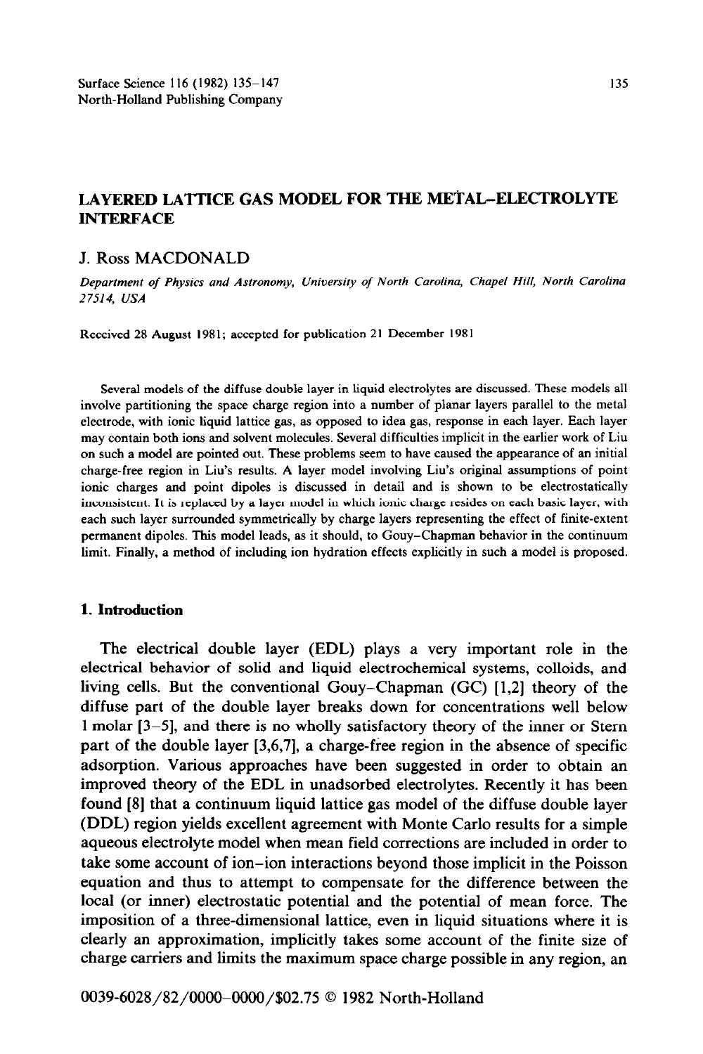# LAYERED LATTICE GAS MODEL FOR THE METAL–ELECTROLYTE INTERFACE

J. Ross MACDONALD

*Department of Physics and Astronomy, University of North Carolina, Chapel Hill, North Carolina 27514, USA*

Received 28 August 1981; accepted for publication 21 December 1981

Several models of the diffuse double layer in liquid electrolytes are discussed. These models all involve partitioning the space charge region into a number of planar layers parallel to the metal electrode, with ionic liquid lattice gas, as opposed to idea gas, response in each layer. Each layer may contain both ions and solvent molecules. Several difficulties implicit in the earlier work of Liu on such a model are pointed out. These problems seem to have caused the appearance of an initial charge-free region in Liu's results. A layer model involving Liu's original assumptions of point ionic charges and point dipoles is discussed in detail and is shown to be electrostatically inconsistent. It is replaced by a layer model in which ionic charge resides on each basic layer, with each such layer surrounded symmetrically by charge layers representing the effect of finite-extent permanent dipoles. This model leads, as it should, to Gouy–Chapman behavior in the continuum limit. Finally, a method of including ion hydration effects explicitly in such a model is proposed.

## 1. Introduction

The electrical double layer (EDL) plays a very important role in the electrical behavior of solid and liquid electrochemical systems, colloids, and living cells. But the conventional Gouy–Chapman (GC) [1,2] theory of the diffuse part of the double layer breaks down for concentrations well below 1 molar [3–5], and there is no wholly satisfactory theory of the inner or Stern part of the double layer [3,6,7], a charge-free region in the absence of specific adsorption. Various approaches have been suggested in order to obtain an improved theory of the EDL in unadsorbed electrolytes. Recently it has been found [8] that a continuum liquid lattice gas model of the diffuse double layer (DDL) region yields excellent agreement with Monte Carlo results for a simple aqueous electrolyte model when mean field corrections are included in order to take some account of ion–ion interactions beyond those implicit in the Poisson equation and thus to attempt to compensate for the difference between the local (or inner) electrostatic potential and the potential of mean force. The imposition of a three-dimensional lattice, even in liquid situations where it is clearly an approximation, implicitly takes some account of the finite size of charge carriers and limits the maximum space charge possible in any region, an

0039-6028/82/0000-0000/$02.75 © 1982 North-Holland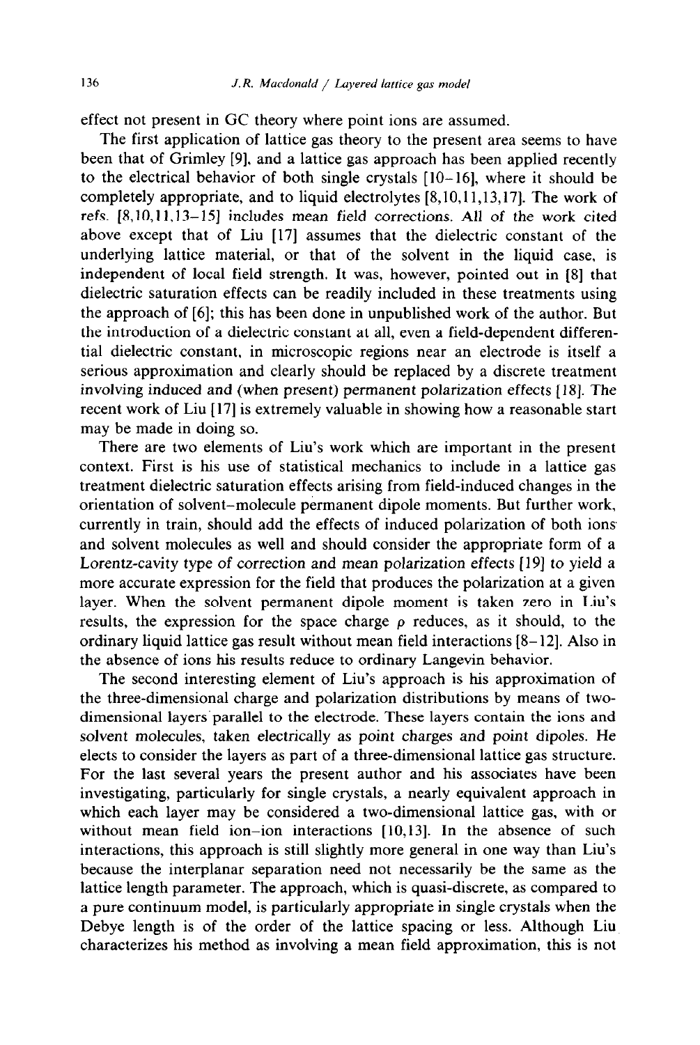effect not present in GC theory where point ions are assumed.

The first application of lattice gas theory to the present area seems to have been that of Grimley [9], and a lattice gas approach has been applied recently to the electrical behavior of both single crystals [10–16], where it should be completely appropriate, and to liquid electrolytes [8,10,11,13,17]. The work of refs. [8,10,11,13–15] includes mean field corrections. All of the work cited above except that of Liu [17] assumes that the dielectric constant of the underlying lattice material, or that of the solvent in the liquid case, is independent of local field strength. It was, however, pointed out in [8] that dielectric saturation effects can be readily included in these treatments using the approach of [6]; this has been done in unpublished work of the author. But the introduction of a dielectric constant at all, even a field-dependent differential dielectric constant, in microscopic regions near an electrode is itself a serious approximation and clearly should be replaced by a discrete treatment involving induced and (when present) permanent polarization effects [18]. The recent work of Liu [17] is extremely valuable in showing how a reasonable start may be made in doing so.

There are two elements of Liu's work which are important in the present context. First is his use of statistical mechanics to include in a lattice gas treatment dielectric saturation effects arising from field-induced changes in the orientation of solvent–molecule permanent dipole moments. But further work, currently in train, should add the effects of induced polarization of both ions and solvent molecules as well and should consider the appropriate form of a Lorentz-cavity type of correction and mean polarization effects [19] to yield a more accurate expression for the field that produces the polarization at a given layer. When the solvent permanent dipole moment is taken zero in Liu's results, the expression for the space charge $\rho$ reduces, as it should, to the ordinary liquid lattice gas result without mean field interactions [8–12]. Also in the absence of ions his results reduce to ordinary Langevin behavior.

The second interesting element of Liu's approach is his approximation of the three-dimensional charge and polarization distributions by means of two-dimensional layers parallel to the electrode. These layers contain the ions and solvent molecules, taken electrically as point charges and point dipoles. He elects to consider the layers as part of a three-dimensional lattice gas structure. For the last several years the present author and his associates have been investigating, particularly for single crystals, a nearly equivalent approach in which each layer may be considered a two-dimensional lattice gas, with or without mean field ion–ion interactions [10,13]. In the absence of such interactions, this approach is still slightly more general in one way than Liu's because the interplanar separation need not necessarily be the same as the lattice length parameter. The approach, which is quasi-discrete, as compared to a pure continuum model, is particularly appropriate in single crystals when the Debye length is of the order of the lattice spacing or less. Although Liu characterizes his method as involving a mean field approximation, this is not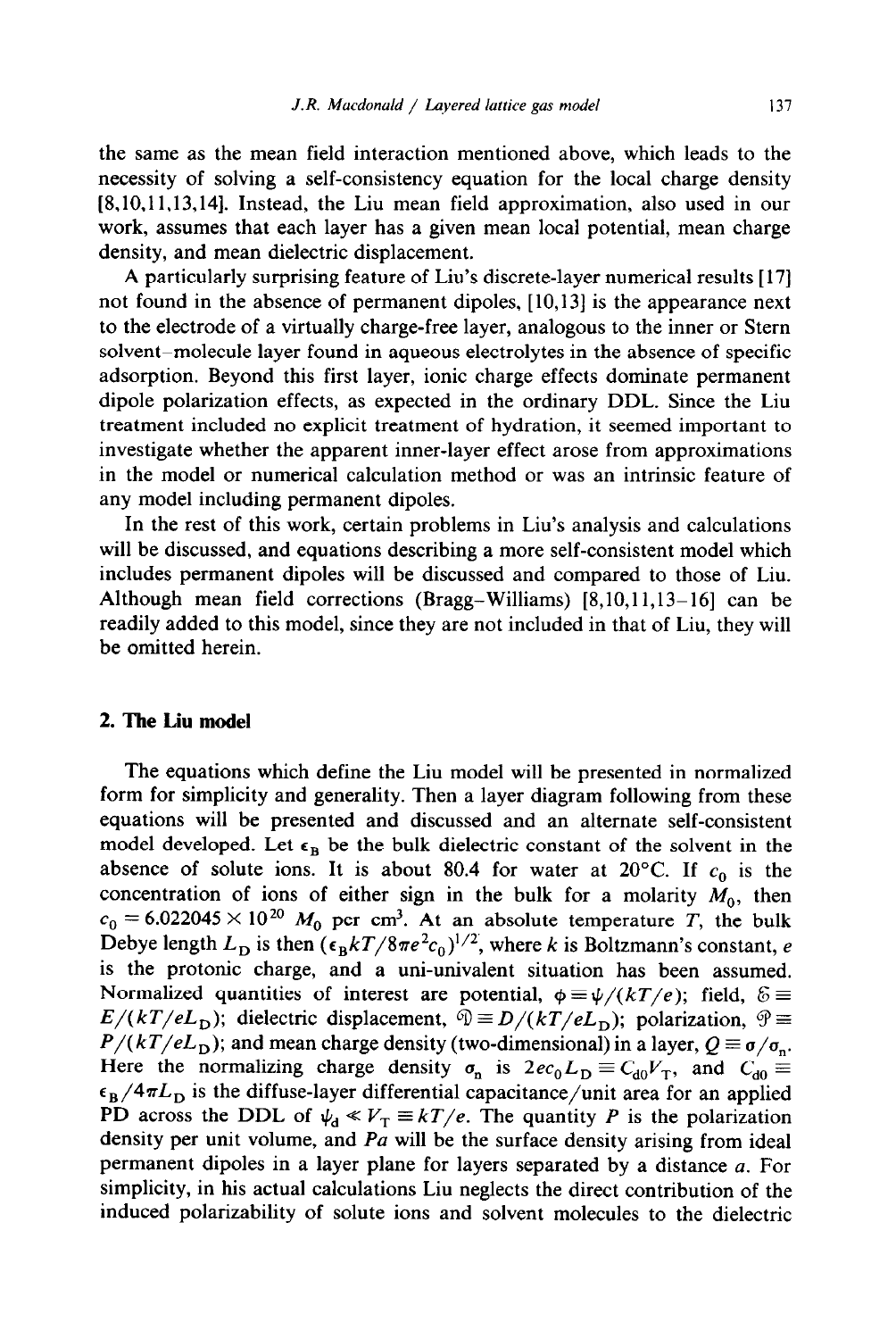the same as the mean field interaction mentioned above, which leads to the necessity of solving a self-consistency equation for the local charge density [8,10,11,13,14]. Instead, the Liu mean field approximation, also used in our work, assumes that each layer has a given mean local potential, mean charge density, and mean dielectric displacement.

A particularly surprising feature of Liu's discrete-layer numerical results [17] not found in the absence of permanent dipoles, [10,13] is the appearance next to the electrode of a virtually charge-free layer, analogous to the inner or Stern solvent–molecule layer found in aqueous electrolytes in the absence of specific adsorption. Beyond this first layer, ionic charge effects dominate permanent dipole polarization effects, as expected in the ordinary DDL. Since the Liu treatment included no explicit treatment of hydration, it seemed important to investigate whether the apparent inner-layer effect arose from approximations in the model or numerical calculation method or was an intrinsic feature of any model including permanent dipoles.

In the rest of this work, certain problems in Liu's analysis and calculations will be discussed, and equations describing a more self-consistent model which includes permanent dipoles will be discussed and compared to those of Liu. Although mean field corrections (Bragg–Williams) [8,10,11,13–16] can be readily added to this model, since they are not included in that of Liu, they will be omitted herein.

## 2. The Liu model

The equations which define the Liu model will be presented in normalized form for simplicity and generality. Then a layer diagram following from these equations will be presented and discussed and an alternate self-consistent model developed. Let $\epsilon_B$ be the bulk dielectric constant of the solvent in the absence of solute ions. It is about 80.4 for water at 20°C. If $c_0$ is the concentration of ions of either sign in the bulk for a molarity $M_0$, then $c_0 = 6.022045 \times 10^{20}\ M_0$ per cm$^3$. At an absolute temperature $T$, the bulk Debye length $L_D$ is then $(\epsilon_B kT/8\pi e^2 c_0)^{1/2}$, where $k$ is Boltzmann's constant, $e$ is the protonic charge, and a uni-univalent situation has been assumed. Normalized quantities of interest are potential, $\phi \equiv \psi/(kT/e)$; field, $\mathcal{E} \equiv E/(kT/eL_D)$; dielectric displacement, $\mathcal{D} \equiv D/(kT/eL_D)$; polarization, $\mathcal{P} \equiv P/(kT/eL_D)$; and mean charge density (two-dimensional) in a layer, $Q \equiv \sigma/\sigma_n$. Here the normalizing charge density $\sigma_n$ is $2ec_0L_D \equiv C_{d0}V_T$, and $C_{d0} \equiv \epsilon_B/4\pi L_D$ is the diffuse-layer differential capacitance/unit area for an applied PD across the DDL of $\psi_d \ll V_T \equiv kT/e$. The quantity $P$ is the polarization density per unit volume, and $Pa$ will be the surface density arising from ideal permanent dipoles in a layer plane for layers separated by a distance $a$. For simplicity, in his actual calculations Liu neglects the direct contribution of the induced polarizability of solute ions and solvent molecules to the dielectric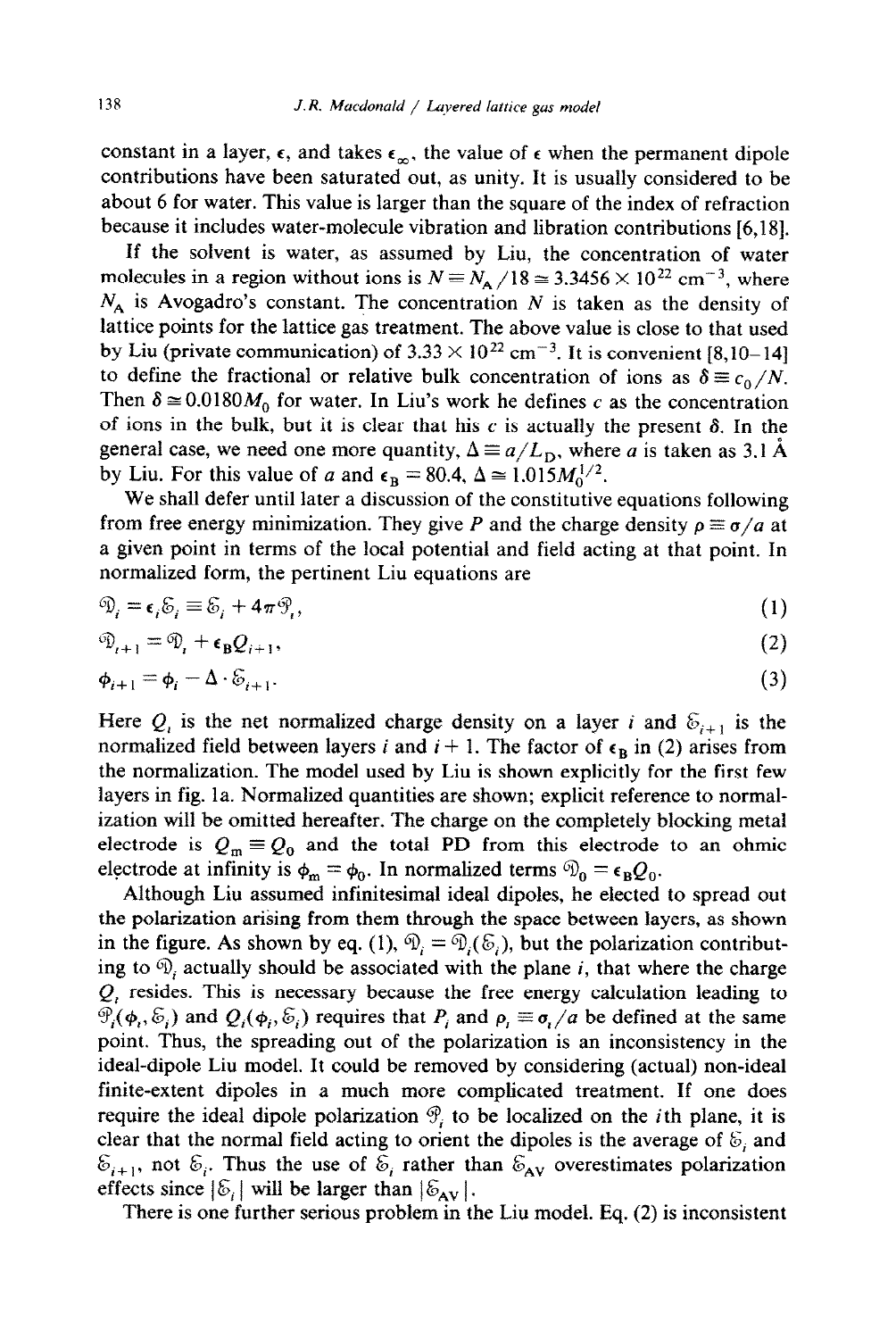constant in a layer, $\epsilon$, and takes $\epsilon_\infty$, the value of $\epsilon$ when the permanent dipole contributions have been saturated out, as unity. It is usually considered to be about 6 for water. This value is larger than the square of the index of refraction because it includes water-molecule vibration and libration contributions [6,18].

If the solvent is water, as assumed by Liu, the concentration of water molecules in a region without ions is $N \equiv N_A/18 \cong 3.3456 \times 10^{22}$ cm$^{-3}$, where $N_A$ is Avogadro's constant. The concentration $N$ is taken as the density of lattice points for the lattice gas treatment. The above value is close to that used by Liu (private communication) of $3.33 \times 10^{22}$ cm$^{-3}$. It is convenient [8,10–14] to define the fractional or relative bulk concentration of ions as $\delta \equiv c_0/N$. Then $\delta \cong 0.0180 M_0$ for water. In Liu's work he defines $c$ as the concentration of ions in the bulk, but it is clear that his $c$ is actually the present $\delta$. In the general case, we need one more quantity, $\Delta \equiv a/L_D$, where $a$ is taken as 3.1 Å by Liu. For this value of $a$ and $\epsilon_B = 80.4$, $\Delta \cong 1.015 M_0^{1/2}$.

We shall defer until later a discussion of the constitutive equations following from free energy minimization. They give $P$ and the charge density $\rho \equiv \sigma/a$ at a given point in terms of the local potential and field acting at that point. In normalized form, the pertinent Liu equations are

$$\mathcal{D}_i = \epsilon_i \mathcal{E}_i \equiv \mathcal{E}_i + 4\pi \mathcal{P}_i, \tag{1}$$

$$\mathcal{D}_{i+1} = \mathcal{D}_i + \epsilon_B Q_{i+1}, \tag{2}$$

$$\phi_{i+1} = \phi_i - \Delta \cdot \mathcal{E}_{i+1}. \tag{3}$$

Here $Q_i$ is the net normalized charge density on a layer $i$ and $\mathcal{E}_{i+1}$ is the normalized field between layers $i$ and $i+1$. The factor of $\epsilon_B$ in (2) arises from the normalization. The model used by Liu is shown explicitly for the first few layers in fig. 1a. Normalized quantities are shown; explicit reference to normalization will be omitted hereafter. The charge on the completely blocking metal electrode is $Q_m \equiv Q_0$ and the total PD from this electrode to an ohmic electrode at infinity is $\phi_m = \phi_0$. In normalized terms $\mathcal{D}_0 = \epsilon_B Q_0$.

Although Liu assumed infinitesimal ideal dipoles, he elected to spread out the polarization arising from them through the space between layers, as shown in the figure. As shown by eq. (1), $\mathcal{D}_i = \mathcal{D}_i(\mathcal{E}_i)$, but the polarization contributing to $\mathcal{D}_i$ actually should be associated with the plane $i$, that where the charge $Q_i$ resides. This is necessary because the free energy calculation leading to $\mathcal{P}_i(\phi_i, \mathcal{E}_i)$ and $Q_i(\phi_i, \mathcal{E}_i)$ requires that $P_i$ and $\rho_i \equiv \sigma_i/a$ be defined at the same point. Thus, the spreading out of the polarization is an inconsistency in the ideal-dipole Liu model. It could be removed by considering (actual) non-ideal finite-extent dipoles in a much more complicated treatment. If one does require the ideal dipole polarization $\mathcal{P}_i$ to be localized on the $i$th plane, it is clear that the normal field acting to orient the dipoles is the average of $\mathcal{E}_i$ and $\mathcal{E}_{i+1}$, not $\mathcal{E}_i$. Thus the use of $\mathcal{E}_i$ rather than $\mathcal{E}_{AV}$ overestimates polarization effects since $|\mathcal{E}_i|$ will be larger than $|\mathcal{E}_{AV}|$.

There is one further serious problem in the Liu model. Eq. (2) is inconsistent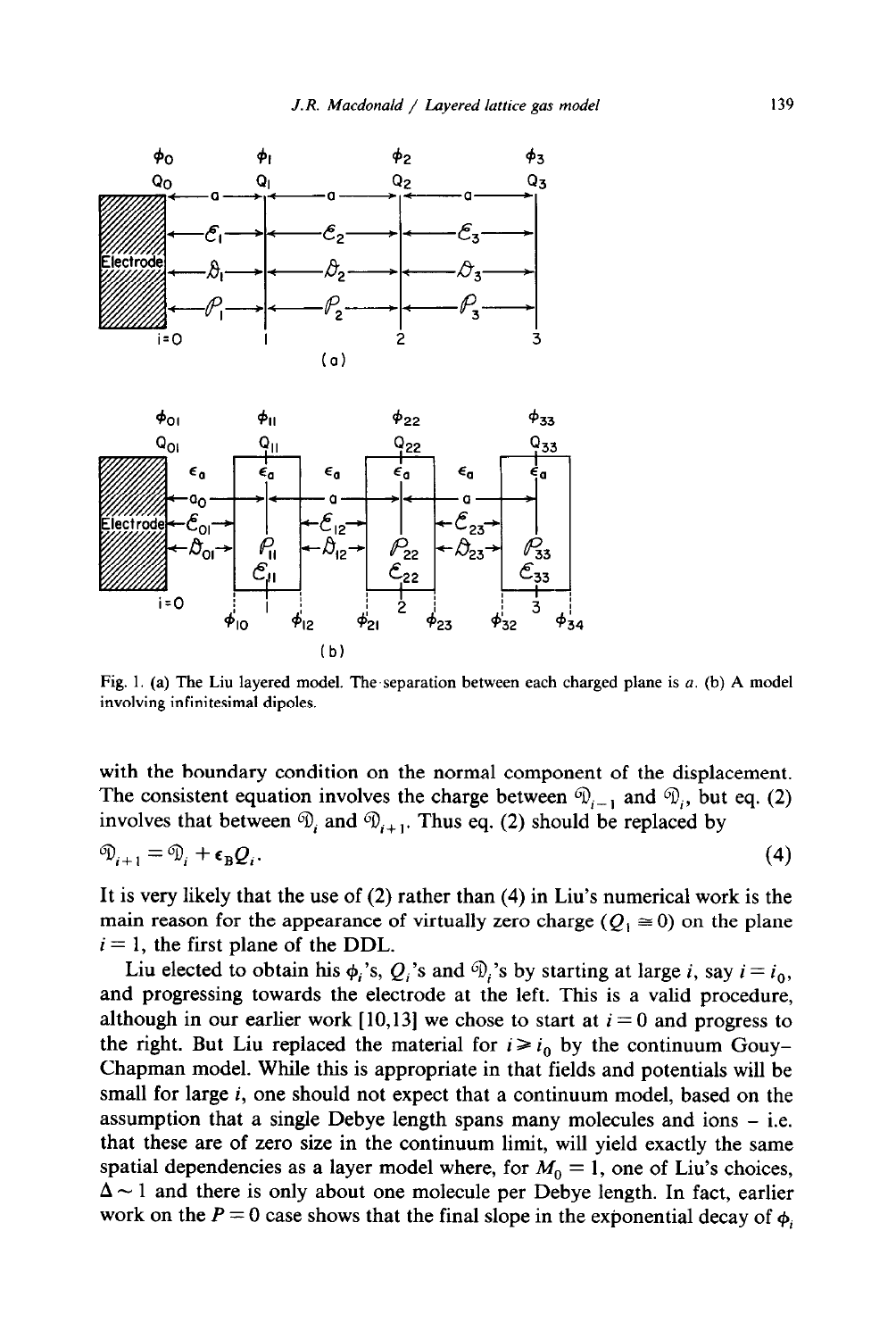Fig. 1. (a) The Liu layered model. The separation between each charged plane is $a$. (b) A model involving infinitesimal dipoles.

with the boundary condition on the normal component of the displacement. The consistent equation involves the charge between $\mathfrak{D}_{i-1}$ and $\mathfrak{D}_i$, but eq. (2) involves that between $\mathfrak{D}_i$ and $\mathfrak{D}_{i+1}$. Thus eq. (2) should be replaced by

$$\mathfrak{D}_{i+1} = \mathfrak{D}_i + \epsilon_B Q_i. \tag{4}$$

It is very likely that the use of (2) rather than (4) in Liu's numerical work is the main reason for the appearance of virtually zero charge ($Q_1 \cong 0$) on the plane $i = 1$, the first plane of the DDL.

Liu elected to obtain his $\phi_i$'s, $Q_i$'s and $\mathfrak{D}_i$'s by starting at large $i$, say $i = i_0$, and progressing towards the electrode at the left. This is a valid procedure, although in our earlier work [10,13] we chose to start at $i = 0$ and progress to the right. But Liu replaced the material for $i \geqslant i_0$ by the continuum Gouy–Chapman model. While this is appropriate in that fields and potentials will be small for large $i$, one should not expect that a continuum model, based on the assumption that a single Debye length spans many molecules and ions – i.e. that these are of zero size in the continuum limit, will yield exactly the same spatial dependencies as a layer model where, for $M_0 = 1$, one of Liu's choices, $\Delta \sim 1$ and there is only about one molecule per Debye length. In fact, earlier work on the $P = 0$ case shows that the final slope in the exponential decay of $\phi_i$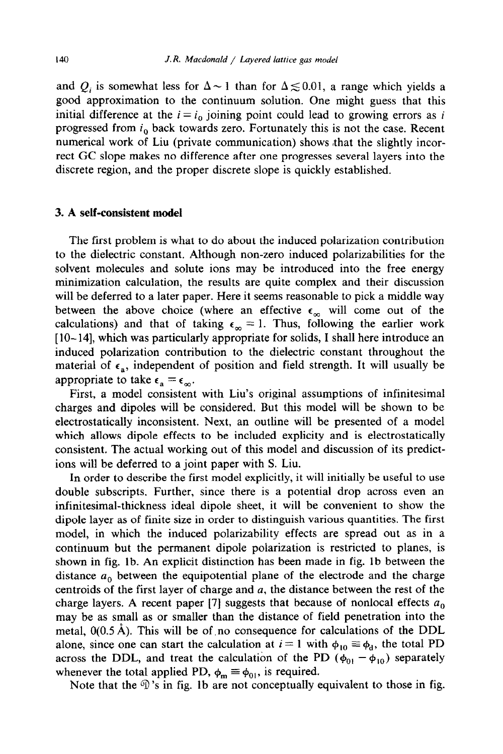and $Q_i$ is somewhat less for $\Delta \sim 1$ than for $\Delta \lesssim 0.01$, a range which yields a good approximation to the continuum solution. One might guess that this initial difference at the $i = i_0$ joining point could lead to growing errors as $i$ progressed from $i_0$ back towards zero. Fortunately this is not the case. Recent numerical work of Liu (private communication) shows that the slightly incorrect GC slope makes no difference after one progresses several layers into the discrete region, and the proper discrete slope is quickly established.

## 3. A self-consistent model

The first problem is what to do about the induced polarization contribution to the dielectric constant. Although non-zero induced polarizabilities for the solvent molecules and solute ions may be introduced into the free energy minimization calculation, the results are quite complex and their discussion will be deferred to a later paper. Here it seems reasonable to pick a middle way between the above choice (where an effective $\epsilon_\infty$ will come out of the calculations) and that of taking $\epsilon_\infty = 1$. Thus, following the earlier work [10–14], which was particularly appropriate for solids, I shall here introduce an induced polarization contribution to the dielectric constant throughout the material of $\epsilon_a$, independent of position and field strength. It will usually be appropriate to take $\epsilon_a = \epsilon_\infty$.

First, a model consistent with Liu's original assumptions of infinitesimal charges and dipoles will be considered. But this model will be shown to be electrostatically inconsistent. Next, an outline will be presented of a model which allows dipole effects to be included explicity and is electrostatically consistent. The actual working out of this model and discussion of its predictions will be deferred to a joint paper with S. Liu.

In order to describe the first model explicitly, it will initially be useful to use double subscripts. Further, since there is a potential drop across even an infinitesimal-thickness ideal dipole sheet, it will be convenient to show the dipole layer as of finite size in order to distinguish various quantities. The first model, in which the induced polarizability effects are spread out as in a continuum but the permanent dipole polarization is restricted to planes, is shown in fig. 1b. An explicit distinction has been made in fig. 1b between the distance $a_0$ between the equipotential plane of the electrode and the charge centroids of the first layer of charge and $a$, the distance between the rest of the charge layers. A recent paper [7] suggests that because of nonlocal effects $a_0$ may be as small as or smaller than the distance of field penetration into the metal, 0(0.5 Å). This will be of no consequence for calculations of the DDL alone, since one can start the calculation at $i = 1$ with $\phi_{10} \equiv \phi_d$, the total PD across the DDL, and treat the calculation of the PD $(\phi_{01} - \phi_{10})$ separately whenever the total applied PD, $\phi_m \equiv \phi_{01}$, is required.

Note that the $\mathfrak{D}$'s in fig. 1b are not conceptually equivalent to those in fig.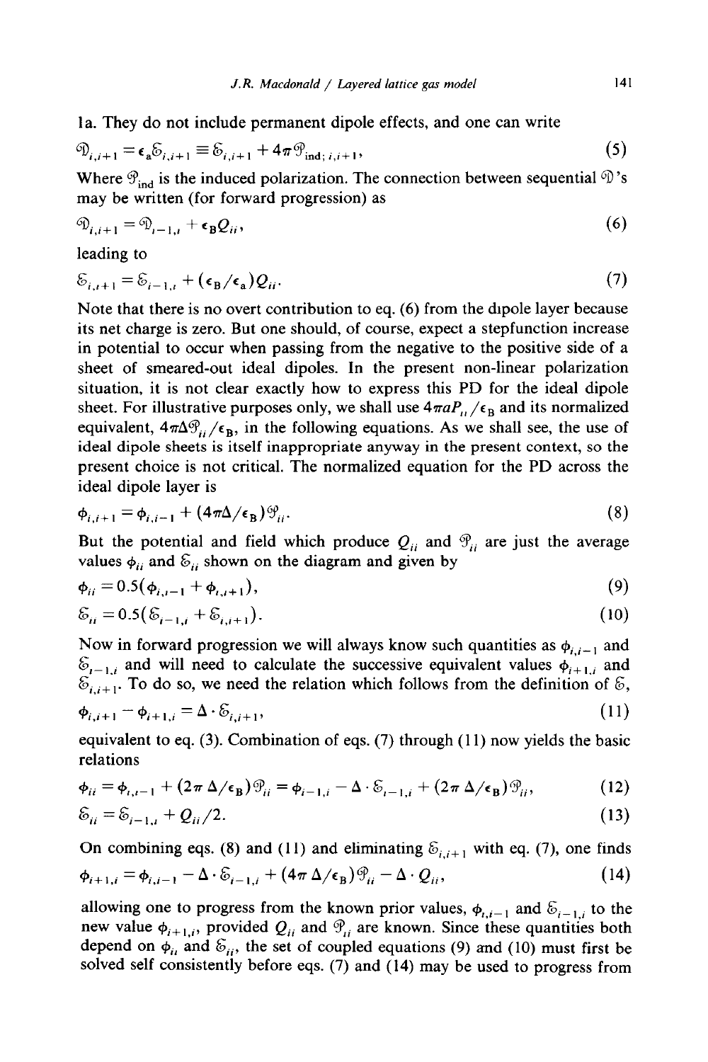1a. They do not include permanent dipole effects, and one can write

$$\mathcal{D}_{i,i+1} = \epsilon_a \mathcal{E}_{i,i+1} \equiv \mathcal{E}_{i,i+1} + 4\pi \mathcal{P}_{\text{ind};\, i,i+1}, \tag{5}$$

Where $\mathcal{P}_{\text{ind}}$ is the induced polarization. The connection between sequential $\mathcal{D}$'s may be written (for forward progression) as

$$\mathcal{D}_{i,i+1} = \mathcal{D}_{i-1,i} + \epsilon_B Q_{ii}, \tag{6}$$

leading to

$$\mathcal{E}_{i,i+1} = \mathcal{E}_{i-1,i} + (\epsilon_B/\epsilon_a) Q_{ii}. \tag{7}$$

Note that there is no overt contribution to eq. (6) from the dipole layer because its net charge is zero. But one should, of course, expect a stepfunction increase in potential to occur when passing from the negative to the positive side of a sheet of smeared-out ideal dipoles. In the present non-linear polarization situation, it is not clear exactly how to express this PD for the ideal dipole sheet. For illustrative purposes only, we shall use $4\pi a P_{ii}/\epsilon_B$ and its normalized equivalent, $4\pi\Delta\mathcal{P}_{ii}/\epsilon_B$, in the following equations. As we shall see, the use of ideal dipole sheets is itself inappropriate anyway in the present context, so the present choice is not critical. The normalized equation for the PD across the ideal dipole layer is

$$\phi_{i,i+1} = \phi_{i,i-1} + (4\pi\Delta/\epsilon_B)\mathcal{P}_{ii}. \tag{8}$$

But the potential and field which produce $Q_{ii}$ and $\mathcal{P}_{ii}$ are just the average values $\phi_{ii}$ and $\mathcal{E}_{ii}$ shown on the diagram and given by

$$\phi_{ii} = 0.5(\phi_{i,i-1} + \phi_{i,i+1}), \tag{9}$$

$$\mathcal{E}_{ii} = 0.5(\mathcal{E}_{i-1,i} + \mathcal{E}_{i,i+1}). \tag{10}$$

Now in forward progression we will always know such quantities as $\phi_{i,i-1}$ and $\mathcal{E}_{i-1,i}$ and will need to calculate the successive equivalent values $\phi_{i+1,i}$ and $\mathcal{E}_{i,i+1}$. To do so, we need the relation which follows from the definition of $\mathcal{E}$,

$$\phi_{i,i+1} - \phi_{i+1,i} = \Delta \cdot \mathcal{E}_{i,i+1}, \tag{11}$$

equivalent to eq. (3). Combination of eqs. (7) through (11) now yields the basic relations

$$\phi_{ii} = \phi_{i,i-1} + (2\pi\,\Delta/\epsilon_B)\mathcal{P}_{ii} = \phi_{i-1,i} - \Delta \cdot \mathcal{E}_{i-1,i} + (2\pi\,\Delta/\epsilon_B)\mathcal{P}_{ii}, \tag{12}$$

$$\mathcal{E}_{ii} = \mathcal{E}_{i-1,i} + Q_{ii}/2. \tag{13}$$

On combining eqs. (8) and (11) and eliminating $\mathcal{E}_{i,i+1}$ with eq. (7), one finds

$$\phi_{i+1,i} = \phi_{i,i-1} - \Delta \cdot \mathcal{E}_{i-1,i} + (4\pi\,\Delta/\epsilon_B)\mathcal{P}_{ii} - \Delta \cdot Q_{ii}, \tag{14}$$

allowing one to progress from the known prior values, $\phi_{i,i-1}$ and $\mathcal{E}_{i-1,i}$ to the new value $\phi_{i+1,i}$, provided $Q_{ii}$ and $\mathcal{P}_{ii}$ are known. Since these quantities both depend on $\phi_{ii}$ and $\mathcal{E}_{ii}$, the set of coupled equations (9) and (10) must first be solved self consistently before eqs. (7) and (14) may be used to progress from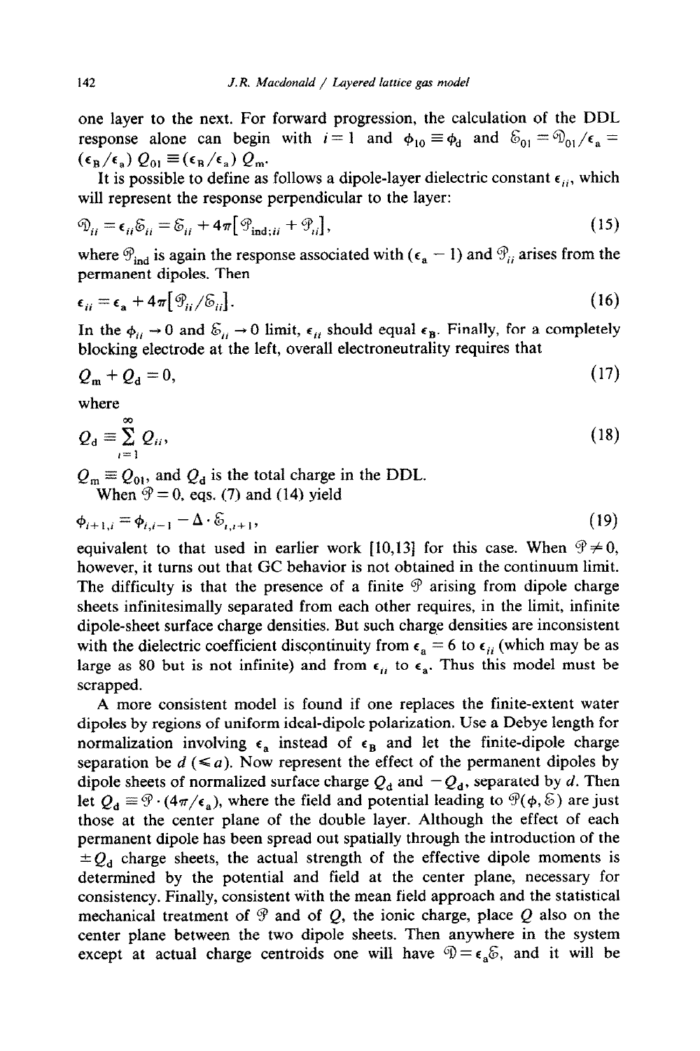one layer to the next. For forward progression, the calculation of the DDL response alone can begin with $i = 1$ and $\phi_{10} \equiv \phi_d$ and $\mathcal{E}_{01} = \mathcal{D}_{01}/\epsilon_a = (\epsilon_B/\epsilon_a)\, Q_{01} \equiv (\epsilon_B/\epsilon_a)\, Q_m$.

It is possible to define as follows a dipole-layer dielectric constant $\epsilon_{ii}$, which will represent the response perpendicular to the layer:

$$\mathcal{D}_{ii} = \epsilon_{ii}\mathcal{E}_{ii} = \mathcal{E}_{ii} + 4\pi[\mathcal{P}_{\text{ind};ii} + \mathcal{P}_{ii}], \tag{15}$$

where $\mathcal{P}_{\text{ind}}$ is again the response associated with $(\epsilon_a - 1)$ and $\mathcal{P}_{ii}$ arises from the permanent dipoles. Then

$$\epsilon_{ii} = \epsilon_a + 4\pi[\mathcal{P}_{ii}/\mathcal{E}_{ii}]. \tag{16}$$

In the $\phi_{ii} \to 0$ and $\mathcal{E}_{ii} \to 0$ limit, $\epsilon_{ii}$ should equal $\epsilon_B$. Finally, for a completely blocking electrode at the left, overall electroneutrality requires that

$$Q_m + Q_d = 0, \tag{17}$$

where

$$Q_d \equiv \sum_{i=1}^{\infty} Q_{ii}, \tag{18}$$

$Q_m \equiv Q_{01}$, and $Q_d$ is the total charge in the DDL.

When $\mathcal{P} = 0$, eqs. (7) and (14) yield

$$\phi_{i+1,i} = \phi_{i,i-1} - \Delta \cdot \mathcal{E}_{i,i+1}, \tag{19}$$

equivalent to that used in earlier work [10,13] for this case. When $\mathcal{P} \neq 0$, however, it turns out that GC behavior is not obtained in the continuum limit. The difficulty is that the presence of a finite $\mathcal{P}$ arising from dipole charge sheets infinitesimally separated from each other requires, in the limit, infinite dipole-sheet surface charge densities. But such charge densities are inconsistent with the dielectric coefficient discontinuity from $\epsilon_a = 6$ to $\epsilon_{ii}$ (which may be as large as 80 but is not infinite) and from $\epsilon_{ii}$ to $\epsilon_a$. Thus this model must be scrapped.

A more consistent model is found if one replaces the finite-extent water dipoles by regions of uniform ideal-dipole polarization. Use a Debye length for normalization involving $\epsilon_a$ instead of $\epsilon_B$ and let the finite-dipole charge separation be $d$ ($\leqslant a$). Now represent the effect of the permanent dipoles by dipole sheets of normalized surface charge $Q_d$ and $-Q_d$, separated by $d$. Then let $Q_d \equiv \mathcal{P} \cdot (4\pi/\epsilon_a)$, where the field and potential leading to $\mathcal{P}(\phi, \mathcal{E})$ are just those at the center plane of the double layer. Although the effect of each permanent dipole has been spread out spatially through the introduction of the $\pm Q_d$ charge sheets, the actual strength of the effective dipole moments is determined by the potential and field at the center plane, necessary for consistency. Finally, consistent with the mean field approach and the statistical mechanical treatment of $\mathcal{P}$ and of $Q$, the ionic charge, place $Q$ also on the center plane between the two dipole sheets. Then anywhere in the system except at actual charge centroids one will have $\mathcal{D} = \epsilon_a\mathcal{E}$, and it will be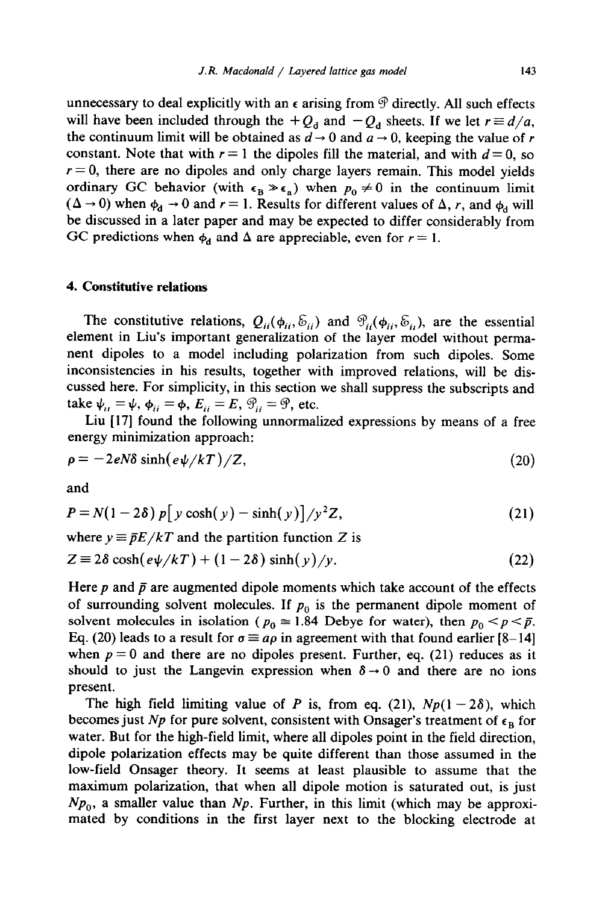unnecessary to deal explicitly with an $\epsilon$ arising from $\mathcal{P}$ directly. All such effects will have been included through the $+Q_d$ and $-Q_d$ sheets. If we let $r \equiv d/a$, the continuum limit will be obtained as $d \to 0$ and $a \to 0$, keeping the value of $r$ constant. Note that with $r = 1$ the dipoles fill the material, and with $d = 0$, so $r = 0$, there are no dipoles and only charge layers remain. This model yields ordinary GC behavior (with $\epsilon_B \gg \epsilon_a$) when $p_0 \neq 0$ in the continuum limit ($\Delta \to 0$) when $\phi_d \to 0$ and $r = 1$. Results for different values of $\Delta$, $r$, and $\phi_d$ will be discussed in a later paper and may be expected to differ considerably from GC predictions when $\phi_d$ and $\Delta$ are appreciable, even for $r = 1$.

## 4. Constitutive relations

The constitutive relations, $Q_{ii}(\phi_{ii}, \mathcal{E}_{ii})$ and $\mathcal{P}_{ii}(\phi_{ii}, \mathcal{E}_{ii})$, are the essential element in Liu's important generalization of the layer model without permanent dipoles to a model including polarization from such dipoles. Some inconsistencies in his results, together with improved relations, will be discussed here. For simplicity, in this section we shall suppress the subscripts and take $\psi_{ii} = \psi$, $\phi_{ii} = \phi$, $E_{ii} = E$, $\mathcal{P}_{ii} = \mathcal{P}$, etc.

Liu [17] found the following unnormalized expressions by means of a free energy minimization approach:

$$\rho = -2eN\delta \sinh(e\psi/kT)/Z, \tag{20}$$

and

$$P = N(1-2\delta)\, p\left[ y\cosh(y) - \sinh(y)\right]/y^2 Z, \tag{21}$$

where $y \equiv \bar{p}E/kT$ and the partition function $Z$ is

$$Z \equiv 2\delta \cosh(e\psi/kT) + (1-2\delta)\sinh(y)/y. \tag{22}$$

Here $p$ and $\bar{p}$ are augmented dipole moments which take account of the effects of surrounding solvent molecules. If $p_0$ is the permanent dipole moment of solvent molecules in isolation ($p_0 \cong 1.84$ Debye for water), then $p_0 < p < \bar{p}$. Eq. (20) leads to a result for $\sigma \equiv a\rho$ in agreement with that found earlier [8–14] when $p = 0$ and there are no dipoles present. Further, eq. (21) reduces as it should to just the Langevin expression when $\delta \to 0$ and there are no ions present.

The high field limiting value of $P$ is, from eq. (21), $Np(1-2\delta)$, which becomes just $Np$ for pure solvent, consistent with Onsager's treatment of $\epsilon_B$ for water. But for the high-field limit, where all dipoles point in the field direction, dipole polarization effects may be quite different than those assumed in the low-field Onsager theory. It seems at least plausible to assume that the maximum polarization, that when all dipole motion is saturated out, is just $Np_0$, a smaller value than $Np$. Further, in this limit (which may be approximated by conditions in the first layer next to the blocking electrode at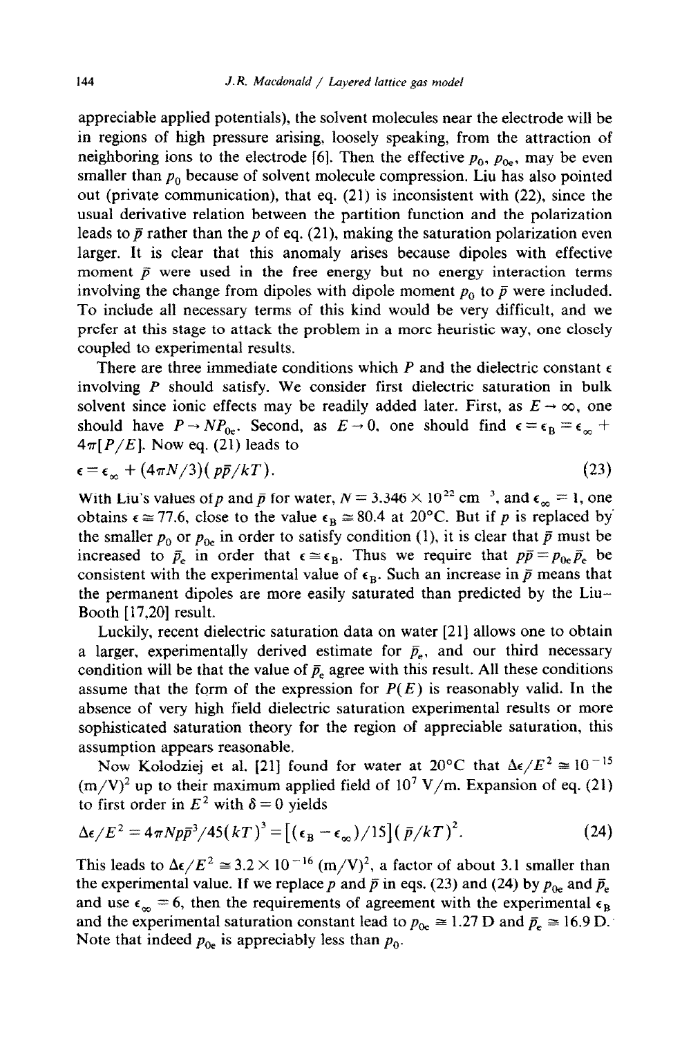appreciable applied potentials), the solvent molecules near the electrode will be in regions of high pressure arising, loosely speaking, from the attraction of neighboring ions to the electrode [6]. Then the effective $p_0$, $p_{0e}$, may be even smaller than $p_0$ because of solvent molecule compression. Liu has also pointed out (private communication), that eq. (21) is inconsistent with (22), since the usual derivative relation between the partition function and the polarization leads to $\bar{p}$ rather than the $p$ of eq. (21), making the saturation polarization even larger. It is clear that this anomaly arises because dipoles with effective moment $\bar{p}$ were used in the free energy but no energy interaction terms involving the change from dipoles with dipole moment $p_0$ to $\bar{p}$ were included. To include all necessary terms of this kind would be very difficult, and we prefer at this stage to attack the problem in a more heuristic way, one closely coupled to experimental results.

There are three immediate conditions which $P$ and the dielectric constant $\epsilon$ involving $P$ should satisfy. We consider first dielectric saturation in bulk solvent since ionic effects may be readily added later. First, as $E \to \infty$, one should have $P \to NP_{0e}$. Second, as $E \to 0$, one should find $\epsilon = \epsilon_B = \epsilon_\infty + 4\pi[P/E]$. Now eq. (21) leads to

$$\epsilon = \epsilon_\infty + (4\pi N/3)(p\bar{p}/kT). \tag{23}$$

With Liu's values of $p$ and $\bar{p}$ for water, $N = 3.346 \times 10^{22}$ cm$^{-3}$, and $\epsilon_\infty = 1$, one obtains $\epsilon \cong 77.6$, close to the value $\epsilon_B \cong 80.4$ at 20°C. But if $p$ is replaced by the smaller $p_0$ or $p_{0e}$ in order to satisfy condition (1), it is clear that $\bar{p}$ must be increased to $\bar{p}_e$ in order that $\epsilon \cong \epsilon_B$. Thus we require that $p\bar{p} = p_{0e}\bar{p}_e$ be consistent with the experimental value of $\epsilon_B$. Such an increase in $\bar{p}$ means that the permanent dipoles are more easily saturated than predicted by the Liu–Booth [17,20] result.

Luckily, recent dielectric saturation data on water [21] allows one to obtain a larger, experimentally derived estimate for $\bar{p}_e$, and our third necessary condition will be that the value of $\bar{p}_e$ agree with this result. All these conditions assume that the form of the expression for $P(E)$ is reasonably valid. In the absence of very high field dielectric saturation experimental results or more sophisticated saturation theory for the region of appreciable saturation, this assumption appears reasonable.

Now Kolodziej et al. [21] found for water at 20°C that $\Delta\epsilon/E^2 \cong 10^{-15}$ (m/V)$^2$ up to their maximum applied field of $10^7$ V/m. Expansion of eq. (21) to first order in $E^2$ with $\delta = 0$ yields

$$\Delta\epsilon/E^2 = 4\pi N p\bar{p}^3/45(kT)^3 = [(\epsilon_B - \epsilon_\infty)/15](\bar{p}/kT)^2. \tag{24}$$

This leads to $\Delta\epsilon/E^2 \cong 3.2 \times 10^{-16}$ (m/V)$^2$, a factor of about 3.1 smaller than the experimental value. If we replace $p$ and $\bar{p}$ in eqs. (23) and (24) by $p_{0e}$ and $\bar{p}_e$ and use $\epsilon_\infty = 6$, then the requirements of agreement with the experimental $\epsilon_B$ and the experimental saturation constant lead to $p_{0e} \cong 1.27$ D and $\bar{p}_e \cong 16.9$ D. Note that indeed $p_{0e}$ is appreciably less than $p_0$.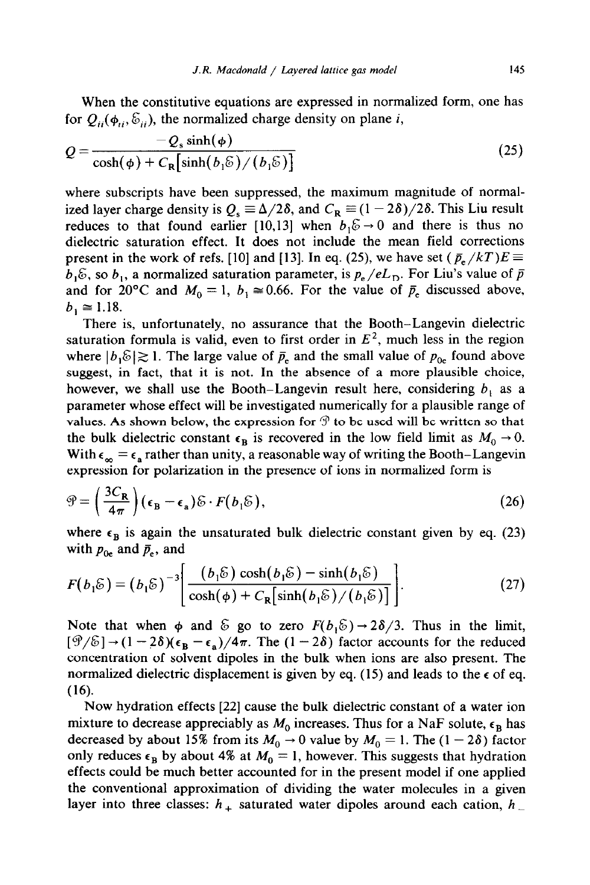When the constitutive equations are expressed in normalized form, one has for $Q_{ii}(\phi_{ti}, \mathscr{E}_{ii})$, the normalized charge density on plane $i$,

$$Q = \frac{-Q_s \sinh(\phi)}{\cosh(\phi) + C_R[\sinh(b_1\mathscr{E})/(b_1\mathscr{E})]} \tag{25}$$

where subscripts have been suppressed, the maximum magnitude of normalized layer charge density is $Q_s \equiv \Delta/2\delta$, and $C_R \equiv (1-2\delta)/2\delta$. This Liu result reduces to that found earlier [10,13] when $b_1\mathscr{E} \to 0$ and there is thus no dielectric saturation effect. It does not include the mean field corrections present in the work of refs. [10] and [13]. In eq. (25), we have set $(\bar{p}_e/kT)E \equiv b_1\mathscr{E}$, so $b_1$, a normalized saturation parameter, is $p_e/eL_D$. For Liu's value of $\bar{p}$ and for 20°C and $M_0 = 1$, $b_1 \cong 0.66$. For the value of $\bar{p}_e$ discussed above, $b_1 \cong 1.18$.

There is, unfortunately, no assurance that the Booth–Langevin dielectric saturation formula is valid, even to first order in $E^2$, much less in the region where $|b_1\mathscr{E}| \gtrsim 1$. The large value of $\bar{p}_e$ and the small value of $p_{0e}$ found above suggest, in fact, that it is not. In the absence of a more plausible choice, however, we shall use the Booth–Langevin result here, considering $b_1$ as a parameter whose effect will be investigated numerically for a plausible range of values. As shown below, the expression for $\mathscr{P}$ to be used will be written so that the bulk dielectric constant $\epsilon_B$ is recovered in the low field limit as $M_0 \to 0$. With $\epsilon_\infty = \epsilon_a$ rather than unity, a reasonable way of writing the Booth–Langevin expression for polarization in the presence of ions in normalized form is

$$\mathscr{P} = \left(\frac{3C_R}{4\pi}\right)(\epsilon_B - \epsilon_a)\mathscr{E} \cdot F(b_1\mathscr{E}), \tag{26}$$

where $\epsilon_B$ is again the unsaturated bulk dielectric constant given by eq. (23) with $p_{0e}$ and $\bar{p}_e$, and

$$F(b_1\mathscr{E}) = (b_1\mathscr{E})^{-3}\left[\frac{(b_1\mathscr{E})\cosh(b_1\mathscr{E}) - \sinh(b_1\mathscr{E})}{\cosh(\phi) + C_R[\sinh(b_1\mathscr{E})/(b_1\mathscr{E})]}\right]. \tag{27}$$

Note that when $\phi$ and $\mathscr{E}$ go to zero $F(b_1\mathscr{E}) \to 2\delta/3$. Thus in the limit, $[\mathscr{P}/\mathscr{E}] \to (1-2\delta)(\epsilon_B - \epsilon_a)/4\pi$. The $(1-2\delta)$ factor accounts for the reduced concentration of solvent dipoles in the bulk when ions are also present. The normalized dielectric displacement is given by eq. (15) and leads to the $\epsilon$ of eq. (16).

Now hydration effects [22] cause the bulk dielectric constant of a water ion mixture to decrease appreciably as $M_0$ increases. Thus for a NaF solute, $\epsilon_B$ has decreased by about 15% from its $M_0 \to 0$ value by $M_0 = 1$. The $(1-2\delta)$ factor only reduces $\epsilon_B$ by about 4% at $M_0 = 1$, however. This suggests that hydration effects could be much better accounted for in the present model if one applied the conventional approximation of dividing the water molecules in a given layer into three classes: $h_+$ saturated water dipoles around each cation, $h_-$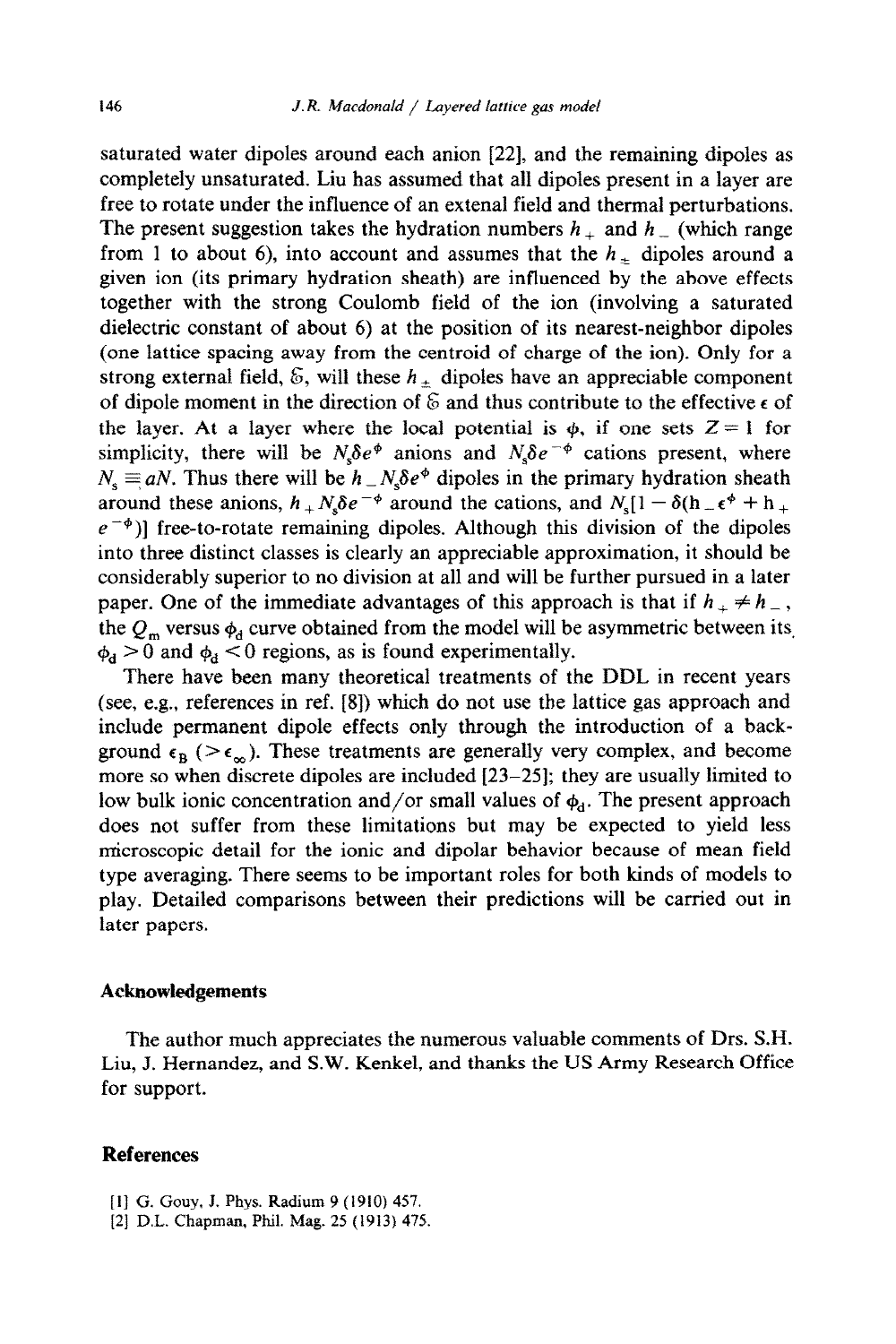saturated water dipoles around each anion [22], and the remaining dipoles as completely unsaturated. Liu has assumed that all dipoles present in a layer are free to rotate under the influence of an extenal field and thermal perturbations. The present suggestion takes the hydration numbers $h_+$ and $h_-$ (which range from 1 to about 6), into account and assumes that the $h_{\pm}$ dipoles around a given ion (its primary hydration sheath) are influenced by the above effects together with the strong Coulomb field of the ion (involving a saturated dielectric constant of about 6) at the position of its nearest-neighbor dipoles (one lattice spacing away from the centroid of charge of the ion). Only for a strong external field, $\mathfrak{E}$, will these $h_{\pm}$ dipoles have an appreciable component of dipole moment in the direction of $\mathfrak{E}$ and thus contribute to the effective $\epsilon$ of the layer. At a layer where the local potential is $\phi$, if one sets $Z=1$ for simplicity, there will be $N_s\delta e^{\phi}$ anions and $N_s\delta e^{-\phi}$ cations present, where $N_s \equiv aN$. Thus there will be $h_- N_s\delta e^{\phi}$ dipoles in the primary hydration sheath around these anions, $h_+ N_s\delta e^{-\phi}$ around the cations, and $N_s[1-\delta(h_-\epsilon^{\phi}+h_+ e^{-\phi})]$ free-to-rotate remaining dipoles. Although this division of the dipoles into three distinct classes is clearly an appreciable approximation, it should be considerably superior to no division at all and will be further pursued in a later paper. One of the immediate advantages of this approach is that if $h_+ \neq h_-$, the $Q_m$ versus $\phi_d$ curve obtained from the model will be asymmetric between its $\phi_d > 0$ and $\phi_d < 0$ regions, as is found experimentally.

There have been many theoretical treatments of the DDL in recent years (see, e.g., references in ref. [8]) which do not use the lattice gas approach and include permanent dipole effects only through the introduction of a background $\epsilon_B$ ($> \epsilon_\infty$). These treatments are generally very complex, and become more so when discrete dipoles are included [23–25]; they are usually limited to low bulk ionic concentration and/or small values of $\phi_d$. The present approach does not suffer from these limitations but may be expected to yield less microscopic detail for the ionic and dipolar behavior because of mean field type averaging. There seems to be important roles for both kinds of models to play. Detailed comparisons between their predictions will be carried out in later papers.

## Acknowledgements

The author much appreciates the numerous valuable comments of Drs. S.H. Liu, J. Hernandez, and S.W. Kenkel, and thanks the US Army Research Office for support.

## References

[1] G. Gouy, J. Phys. Radium 9 (1910) 457.

[2] D.L. Chapman, Phil. Mag. 25 (1913) 475.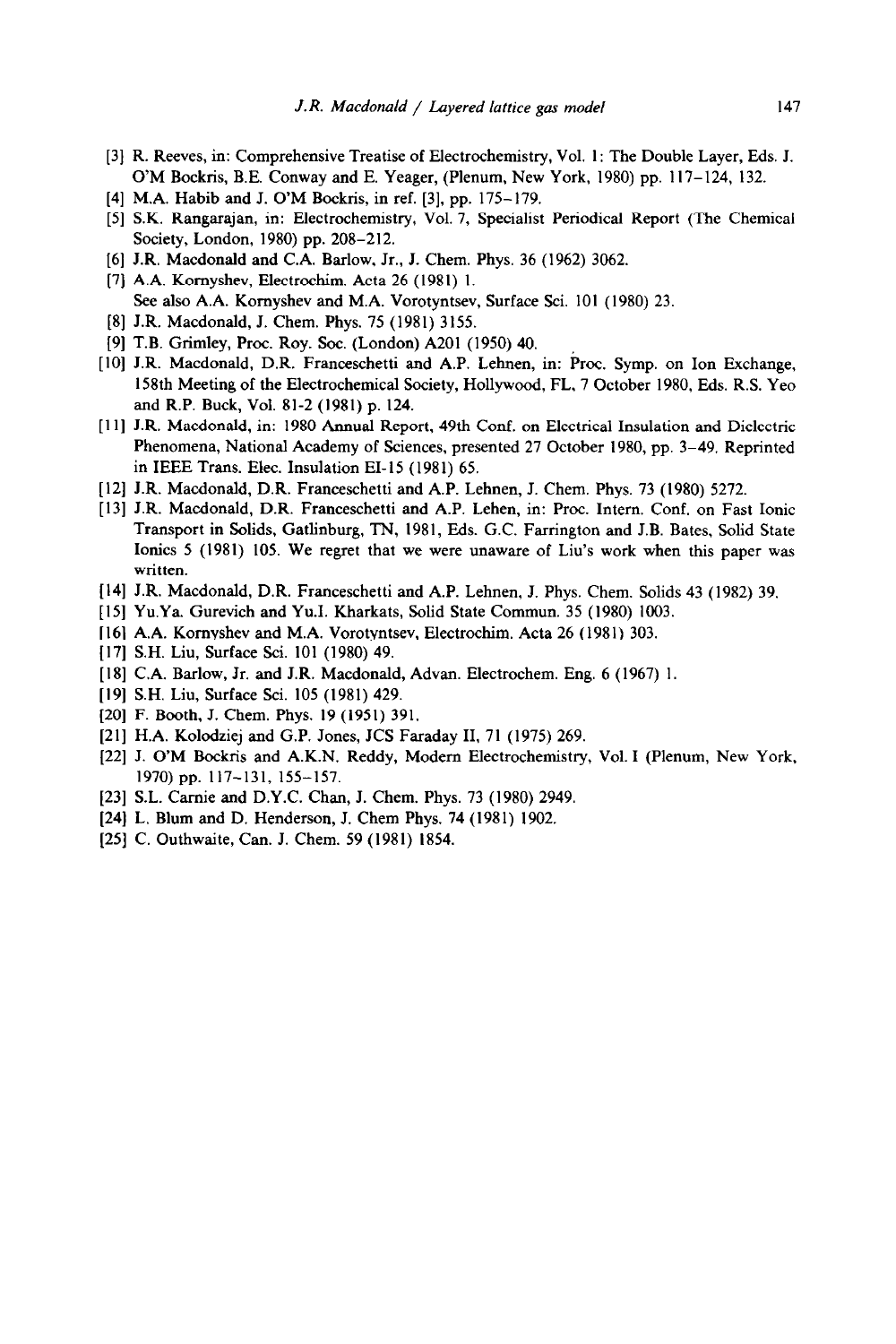[3] R. Reeves, in: Comprehensive Treatise of Electrochemistry, Vol. 1: The Double Layer, Eds. J. O'M Bockris, B.E. Conway and E. Yeager, (Plenum, New York, 1980) pp. 117–124, 132.

[4] M.A. Habib and J. O'M Bockris, in ref. [3], pp. 175–179.

[5] S.K. Rangarajan, in: Electrochemistry, Vol. 7, Specialist Periodical Report (The Chemical Society, London, 1980) pp. 208–212.

[6] J.R. Macdonald and C.A. Barlow, Jr., J. Chem. Phys. 36 (1962) 3062.

[7] A.A. Kornyshev, Electrochim. Acta 26 (1981) 1.
See also A.A. Kornyshev and M.A. Vorotyntsev, Surface Sci. 101 (1980) 23.

[8] J.R. Macdonald, J. Chem. Phys. 75 (1981) 3155.

[9] T.B. Grimley, Proc. Roy. Soc. (London) A201 (1950) 40.

[10] J.R. Macdonald, D.R. Franceschetti and A.P. Lehnen, in: Proc. Symp. on Ion Exchange, 158th Meeting of the Electrochemical Society, Hollywood, FL, 7 October 1980, Eds. R.S. Yeo and R.P. Buck, Vol. 81-2 (1981) p. 124.

[11] J.R. Macdonald, in: 1980 Annual Report, 49th Conf. on Electrical Insulation and Dielectric Phenomena, National Academy of Sciences, presented 27 October 1980, pp. 3–49. Reprinted in IEEE Trans. Elec. Insulation EI-15 (1981) 65.

[12] J.R. Macdonald, D.R. Franceschetti and A.P. Lehnen, J. Chem. Phys. 73 (1980) 5272.

[13] J.R. Macdonald, D.R. Franceschetti and A.P. Lehen, in: Proc. Intern. Conf. on Fast Ionic Transport in Solids, Gatlinburg, TN, 1981, Eds. G.C. Farrington and J.B. Bates, Solid State Ionics 5 (1981) 105. We regret that we were unaware of Liu's work when this paper was written.

[14] J.R. Macdonald, D.R. Franceschetti and A.P. Lehnen, J. Phys. Chem. Solids 43 (1982) 39.

[15] Yu.Ya. Gurevich and Yu.I. Kharkats, Solid State Commun. 35 (1980) 1003.

[16] A.A. Kornyshev and M.A. Vorotyntsev, Electrochim. Acta 26 (1981) 303.

[17] S.H. Liu, Surface Sci. 101 (1980) 49.

[18] C.A. Barlow, Jr. and J.R. Macdonald, Advan. Electrochem. Eng. 6 (1967) 1.

[19] S.H. Liu, Surface Sci. 105 (1981) 429.

[20] F. Booth, J. Chem. Phys. 19 (1951) 391.

[21] H.A. Kolodziej and G.P. Jones, JCS Faraday II, 71 (1975) 269.

[22] J. O'M Bockris and A.K.N. Reddy, Modern Electrochemistry, Vol. I (Plenum, New York, 1970) pp. 117–131, 155–157.

[23] S.L. Carnie and D.Y.C. Chan, J. Chem. Phys. 73 (1980) 2949.

[24] L. Blum and D. Henderson, J. Chem Phys. 74 (1981) 1902.

[25] C. Outhwaite, Can. J. Chem. 59 (1981) 1854.